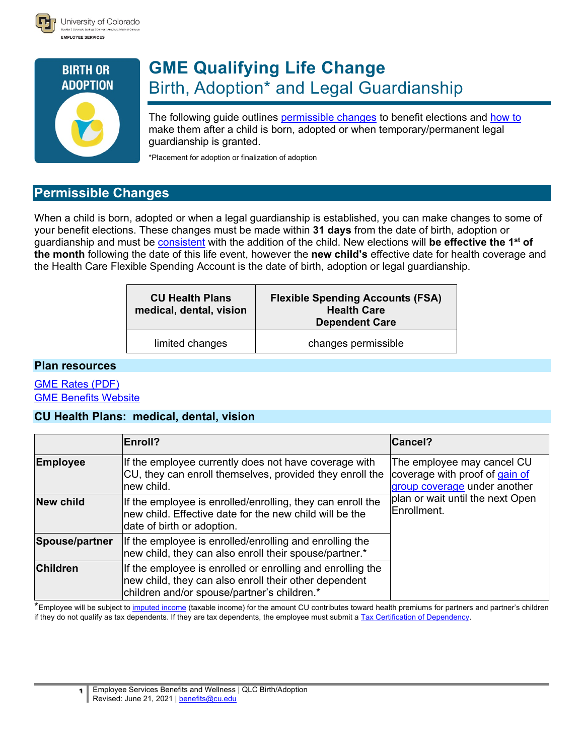University of Colorado
EMPLOYEE SERVICES

BIRTH OR ADOPTION

# GME Qualifying Life Change

## Birth, Adoption* and Legal Guardianship

The following guide outlines permissible changes to benefit elections and how to make them after a child is born, adopted or when temporary/permanent legal guardianship is granted.

*Placement for adoption or finalization of adoption

## Permissible Changes

When a child is born, adopted or when a legal guardianship is established, you can make changes to some of your benefit elections. These changes must be made within **31 days** from the date of birth, adoption or guardianship and must be consistent with the addition of the child. New elections will **be effective the 1st of the month** following the date of this life event, however the **new child's** effective date for health coverage and the Health Care Flexible Spending Account is the date of birth, adoption or legal guardianship.

| CU Health Plans medical, dental, vision | Flexible Spending Accounts (FSA) Health Care Dependent Care |
|---|---|
| limited changes | changes permissible |

### Plan resources

GME Rates (PDF)
GME Benefits Website

### CU Health Plans: medical, dental, vision

| | Enroll? | Cancel? |
|---|---|---|
| **Employee** | If the employee currently does not have coverage with CU, they can enroll themselves, provided they enroll the new child. | The employee may cancel CU coverage with proof of gain of group coverage under another plan or wait until the next Open Enrollment. |
| **New child** | If the employee is enrolled/enrolling, they can enroll the new child. Effective date for the new child will be the date of birth or adoption. | |
| **Spouse/partner** | If the employee is enrolled/enrolling and enrolling the new child, they can also enroll their spouse/partner.* | |
| **Children** | If the employee is enrolled or enrolling and enrolling the new child, they can also enroll their other dependent children and/or spouse/partner's children.* | |

*Employee will be subject to imputed income (taxable income) for the amount CU contributes toward health premiums for partners and partner's children if they do not qualify as tax dependents. If they are tax dependents, the employee must submit a Tax Certification of Dependency.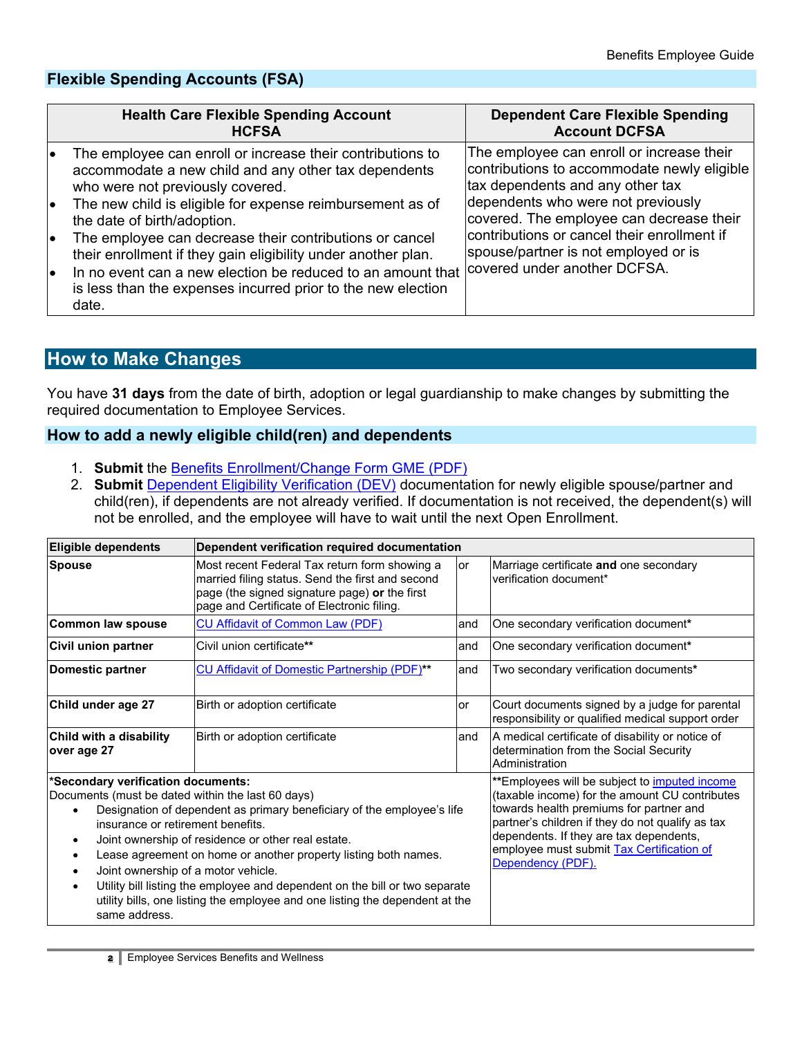## Flexible Spending Accounts (FSA)

| Health Care Flexible Spending Account HCFSA | Dependent Care Flexible Spending Account DCFSA |
|---|---|
| • The employee can enroll or increase their contributions to accommodate a new child and any other tax dependents who were not previously covered.<br>• The new child is eligible for expense reimbursement as of the date of birth/adoption.<br>• The employee can decrease their contributions or cancel their enrollment if they gain eligibility under another plan.<br>• In no event can a new election be reduced to an amount that is less than the expenses incurred prior to the new election date. | The employee can enroll or increase their contributions to accommodate newly eligible tax dependents and any other tax dependents who were not previously covered. The employee can decrease their contributions or cancel their enrollment if spouse/partner is not employed or is covered under another DCFSA. |

# How to Make Changes

You have **31 days** from the date of birth, adoption or legal guardianship to make changes by submitting the required documentation to Employee Services.

## How to add a newly eligible child(ren) and dependents

1. **Submit** the Benefits Enrollment/Change Form GME (PDF)
2. **Submit** Dependent Eligibility Verification (DEV) documentation for newly eligible spouse/partner and child(ren), if dependents are not already verified. If documentation is not received, the dependent(s) will not be enrolled, and the employee will have to wait until the next Open Enrollment.

| Eligible dependents | Dependent verification required documentation | | |
|---|---|---|---|
| **Spouse** | Most recent Federal Tax return form showing a married filing status. Send the first and second page (the signed signature page) **or** the first page and Certificate of Electronic filing. | or | Marriage certificate **and** one secondary verification document* |
| **Common law spouse** | CU Affidavit of Common Law (PDF) | and | One secondary verification document* |
| **Civil union partner** | Civil union certificate** | and | One secondary verification document* |
| **Domestic partner** | CU Affidavit of Domestic Partnership (PDF)** | and | Two secondary verification documents* |
| **Child under age 27** | Birth or adoption certificate | or | Court documents signed by a judge for parental responsibility or qualified medical support order |
| **Child with a disability over age 27** | Birth or adoption certificate | and | A medical certificate of disability or notice of determination from the Social Security Administration |

**\*Secondary verification documents:**
Documents (must be dated within the last 60 days)

- Designation of dependent as primary beneficiary of the employee's life insurance or retirement benefits.
- Joint ownership of residence or other real estate.
- Lease agreement on home or another property listing both names.
- Joint ownership of a motor vehicle.
- Utility bill listing the employee and dependent on the bill or two separate utility bills, one listing the employee and one listing the dependent at the same address.

**\*\*Employees will be subject to imputed income (taxable income) for the amount CU contributes towards health premiums for partner and partner's children if they do not qualify as tax dependents. If they are tax dependents, employee must submit Tax Certification of Dependency (PDF).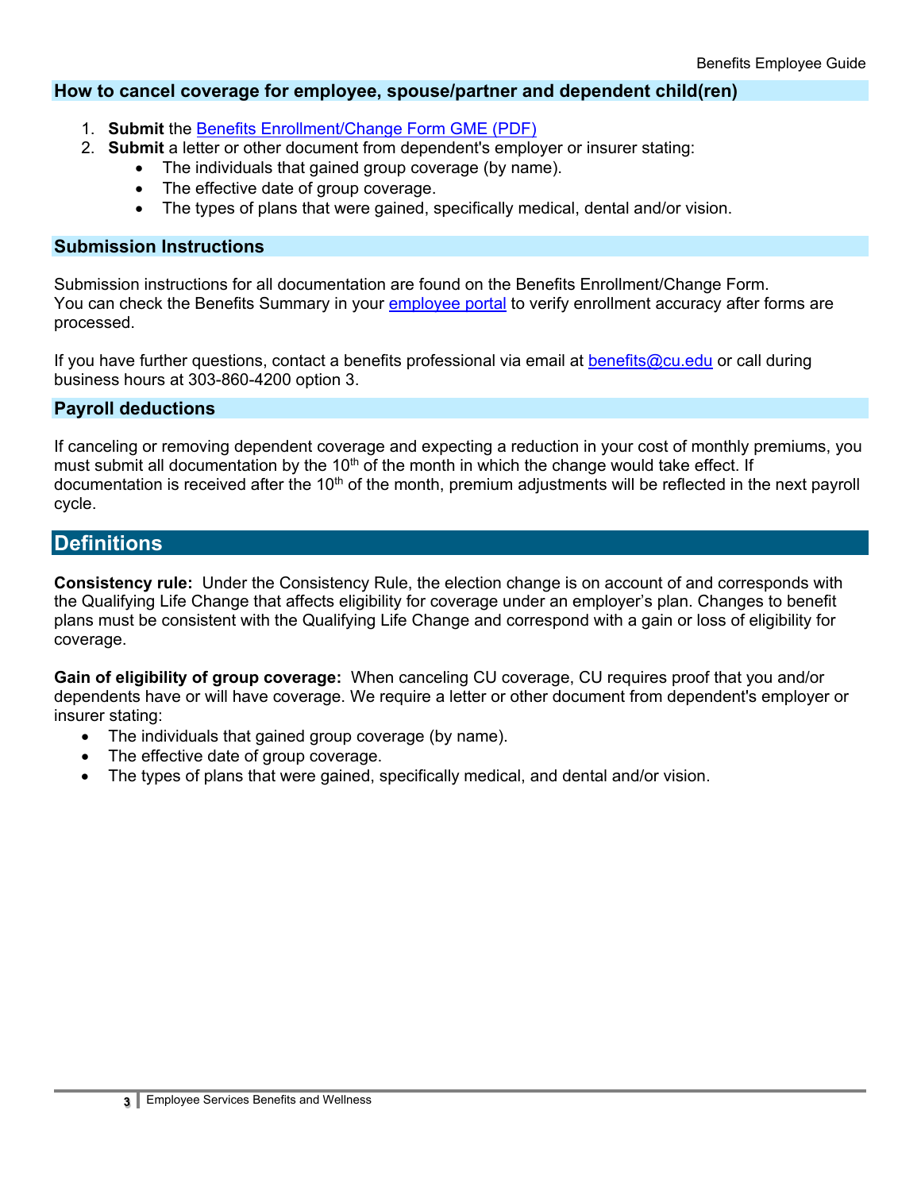## How to cancel coverage for employee, spouse/partner and dependent child(ren)

1. **Submit** the [Benefits Enrollment/Change Form GME (PDF)]
2. **Submit** a letter or other document from dependent's employer or insurer stating:
   - The individuals that gained group coverage (by name).
   - The effective date of group coverage.
   - The types of plans that were gained, specifically medical, dental and/or vision.

## Submission Instructions

Submission instructions for all documentation are found on the Benefits Enrollment/Change Form. You can check the Benefits Summary in your employee portal to verify enrollment accuracy after forms are processed.

If you have further questions, contact a benefits professional via email at benefits@cu.edu or call during business hours at 303-860-4200 option 3.

## Payroll deductions

If canceling or removing dependent coverage and expecting a reduction in your cost of monthly premiums, you must submit all documentation by the 10th of the month in which the change would take effect. If documentation is received after the 10th of the month, premium adjustments will be reflected in the next payroll cycle.

# Definitions

**Consistency rule:** Under the Consistency Rule, the election change is on account of and corresponds with the Qualifying Life Change that affects eligibility for coverage under an employer's plan. Changes to benefit plans must be consistent with the Qualifying Life Change and correspond with a gain or loss of eligibility for coverage.

**Gain of eligibility of group coverage:** When canceling CU coverage, CU requires proof that you and/or dependents have or will have coverage. We require a letter or other document from dependent's employer or insurer stating:

- The individuals that gained group coverage (by name).
- The effective date of group coverage.
- The types of plans that were gained, specifically medical, and dental and/or vision.